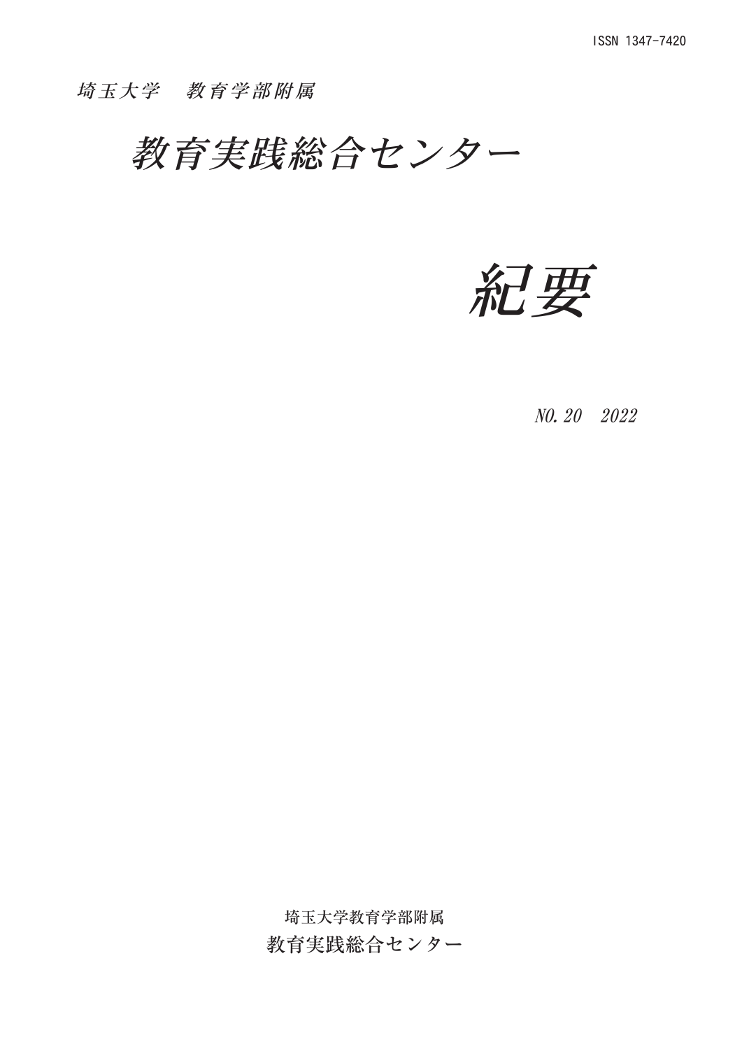ISSN 1347-7420

*埼玉大学　教育学部附属*

# *教育実践総合センター*

# *紀要*

*NO. 20　2022*

埼玉大学教育学部附属

教育実践総合センター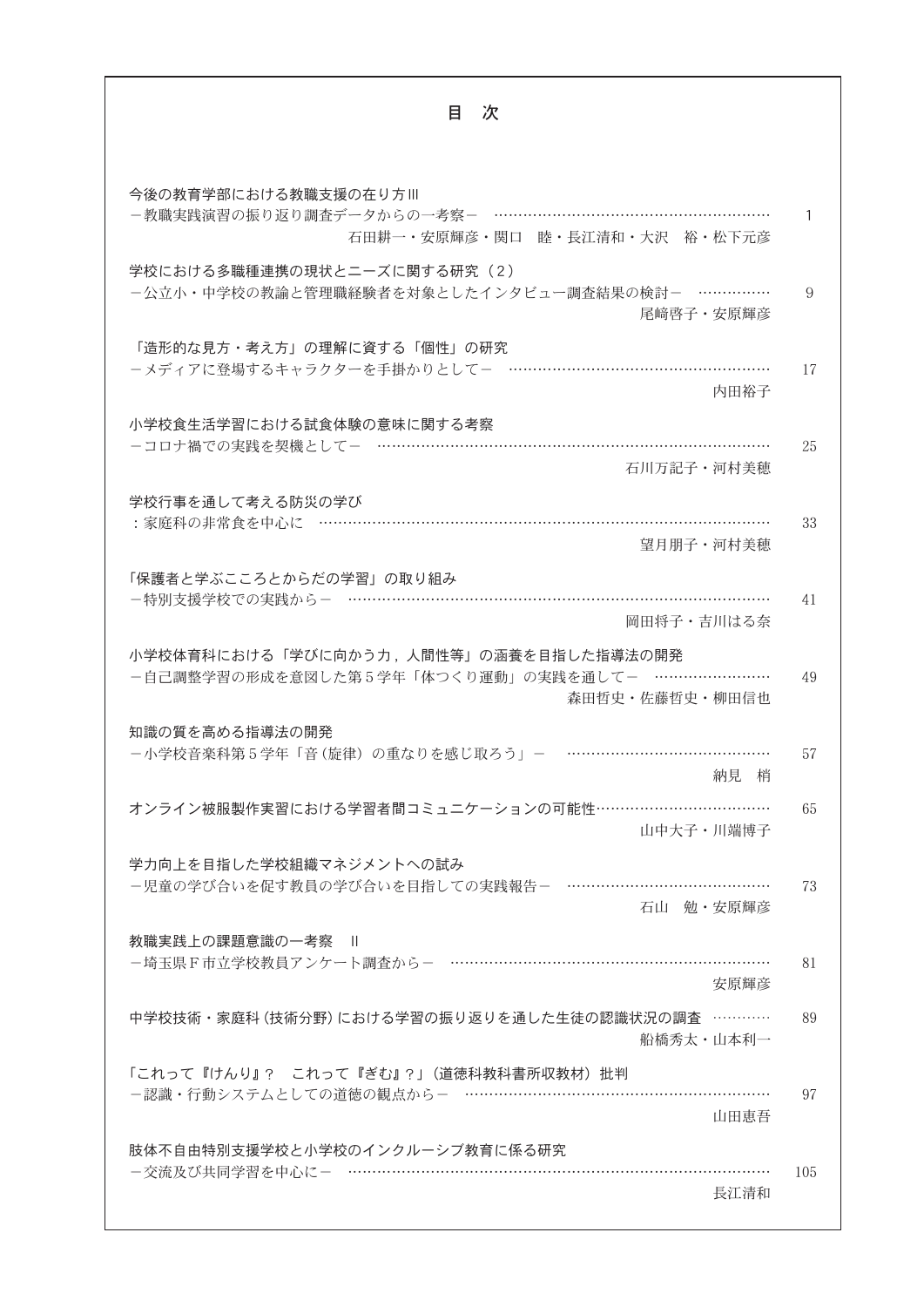# 目　次

今後の教育学部における教職支援の在り方III
－教職実践演習の振り返り調査データからの一考察－ ……………………………………………………… 1
石田耕一・安原輝彦・関口　睦・長江清和・大沢　裕・松下元彦

学校における多職種連携の現状とニーズに関する研究（2）
－公立小・中学校の教諭と管理職経験者を対象としたインタビュー調査結果の検討－ …………… 9
尾崎啓子・安原輝彦

「造形的な見方・考え方」の理解に資する「個性」の研究
－メディアに登場するキャラクターを手掛かりとして－ …………………………………………………… 17
内田裕子

小学校食生活学習における試食体験の意味に関する考察
－コロナ禍での実践を契機として－ ……………………………………………………………………… 25
石川万記子・河村美穂

学校行事を通して考える防災の学び
：家庭科の非常食を中心に …………………………………………………………………………………… 33
望月朋子・河村美穂

「保護者と学ぶこころとからだの学習」の取り組み
－特別支援学校での実践から－ ……………………………………………………………………………… 41
岡田将子・吉川はる奈

小学校体育科における「学びに向かう力，人間性等」の涵養を目指した指導法の開発
－自己調整学習の形成を意図した第５学年「体つくり運動」の実践を通して－ …………………… 49
森田哲史・佐藤哲史・柳田信也

知識の質を高める指導法の開発
－小学校音楽科第５学年「音（旋律）の重なりを感じ取ろう」－ ………………………………………… 57
納見　梢

オンライン被服製作実習における学習者間コミュニケーションの可能性……………………………… 65
山中大子・川端博子

学力向上を目指した学校組織マネジメントへの試み
－児童の学び合いを促す教員の学び合いを目指しての実践報告－ ……………………………………… 73
石山　勉・安原輝彦

教職実践上の課題意識の一考察　II
－埼玉県Ｆ市立学校教員アンケート調査から－ …………………………………………………………… 81
安原輝彦

中学校技術・家庭科（技術分野）における学習の振り返りを通した生徒の認識状況の調査 ………… 89
船橋秀太・山本利一

「これって『けんり』？　これって『ぎむ』？」（道徳科教科書所収教材）批判
－認識・行動システムとしての道徳の観点から－ …………………………………………………………… 97
山田恵吾

肢体不自由特別支援学校と小学校のインクルーシブ教育に係る研究
－交流及び共同学習を中心に－ ……………………………………………………………………………… 105
長江清和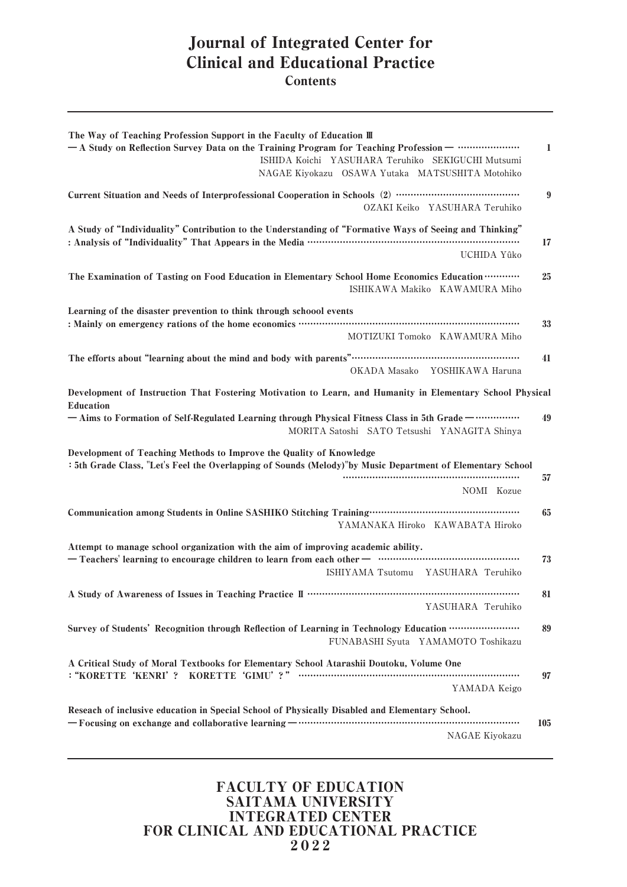# Journal of Integrated Center for Clinical and Educational Practice

## Contents

---

**The Way of Teaching Profession Support in the Faculty of Education Ⅲ**
**― A Study on Reflection Survey Data on the Training Program for Teaching Profession ―** ………………… **1**
ISHIDA Koichi　YASUHARA Teruhiko　SEKIGUCHI Mutsumi
NAGAE Kiyokazu　OSAWA Yutaka　MATSUSHITA Motohiko

**Current Situation and Needs of Interprofessional Cooperation in Schools（2）** …………………………………… **9**
OZAKI Keiko　YASUHARA Teruhiko

**A Study of "Individuality" Contribution to the Understanding of "Formative Ways of Seeing and Thinking"**
**: Analysis of "Individuality" That Appears in the Media** ………………………………………………………… **17**
UCHIDA Yûko

**The Examination of Tasting on Food Education in Elementary School Home Economics Education** ………… **25**
ISHIKAWA Makiko　KAWAMURA Miho

**Learning of the disaster prevention to think through schoool events**
**: Mainly on emergency rations of the home economics** …………………………………………………………… **33**
MOTIZUKI Tomoko　KAWAMURA Miho

**The efforts about "learning about the mind and body with parents"** ………………………………………………… **41**
OKADA Masako　YOSHIKAWA Haruna

**Development of Instruction That Fostering Motivation to Learn, and Humanity in Elementary School Physical Education**
**― Aims to Formation of Self-Regulated Learning through Physical Fitness Class in 5th Grade ―** …………… **49**
MORITA Satoshi　SATO Tetsushi　YANAGITA Shinya

**Development of Teaching Methods to Improve the Quality of Knowledge**
**: 5th Grade Class, "Let's Feel the Overlapping of Sounds (Melody)"by Music Department of Elementary School** ……………………………………………………… **57**
NOMI　Kozue

**Communication among Students in Online SASHIKO Stitching Training** …………………………………………… **65**
YAMANAKA Hiroko　KAWABATA Hiroko

**Attempt to manage school organization with the aim of improving academic ability.**
**― Teachers' learning to encourage children to learn from each other ―** ………………………………………… **73**
ISHIYAMA Tsutomu　YASUHARA Teruhiko

**A Study of Awareness of Issues in Teaching Practice Ⅱ** …………………………………………………………… **81**
YASUHARA Teruhiko

**Survey of Students' Recognition through Reflection of Learning in Technology Education** …………………… **89**
FUNABASHI Syuta　YAMAMOTO Toshikazu

**A Critical Study of Moral Textbooks for Elementary School Atarashii Doutoku, Volume One**
**: "KORETTE 'KENRI'?　KORETTE 'GIMU'?"** ………………………………………………………………… **97**
YAMADA Keigo

**Reseach of inclusive education in Special School of Physically Disabled and Elementary School.**
**― Focusing on exchange and collaborative learning ―** …………………………………………………………… **105**
NAGAE Kiyokazu

---

**FACULTY OF EDUCATION**
**SAITAMA UNIVERSITY**
**INTEGRATED CENTER**
**FOR CLINICAL AND EDUCATIONAL PRACTICE**
**2022**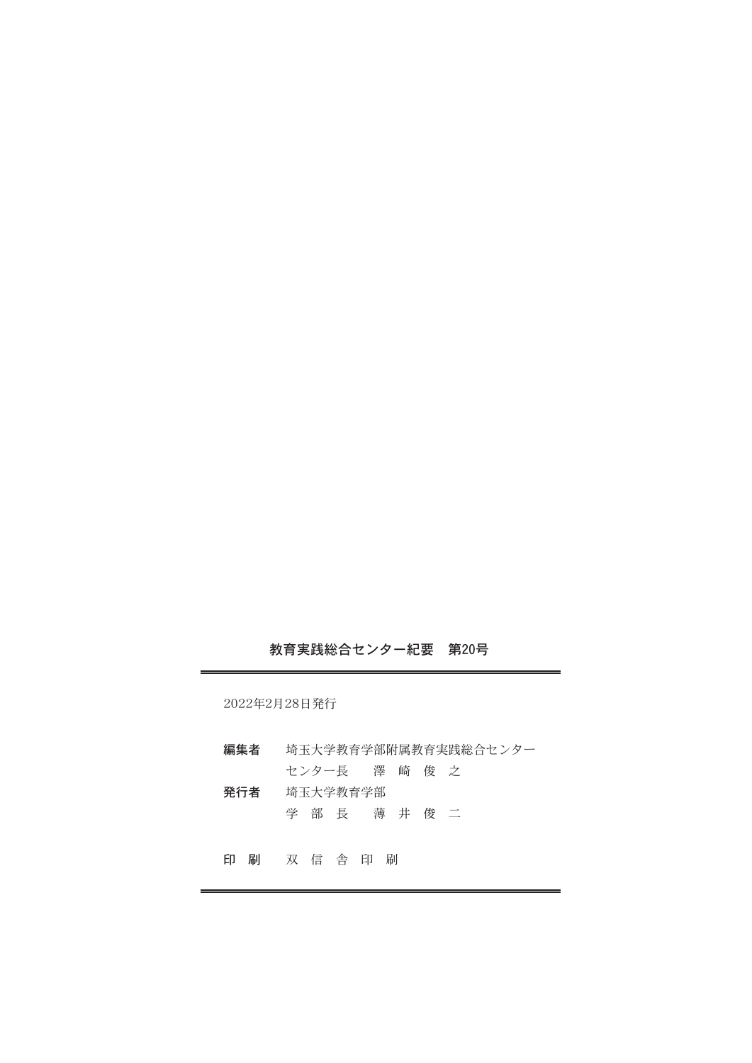**教育実践総合センター紀要　第20号**

---

2022年2月28日発行

**編集者**　埼玉大学教育学部附属教育実践総合センター
センター長　澤 崎 俊 之

**発行者**　埼玉大学教育学部
学 部 長　薄 井 俊 二

**印 刷**　双 信 舎 印 刷

---